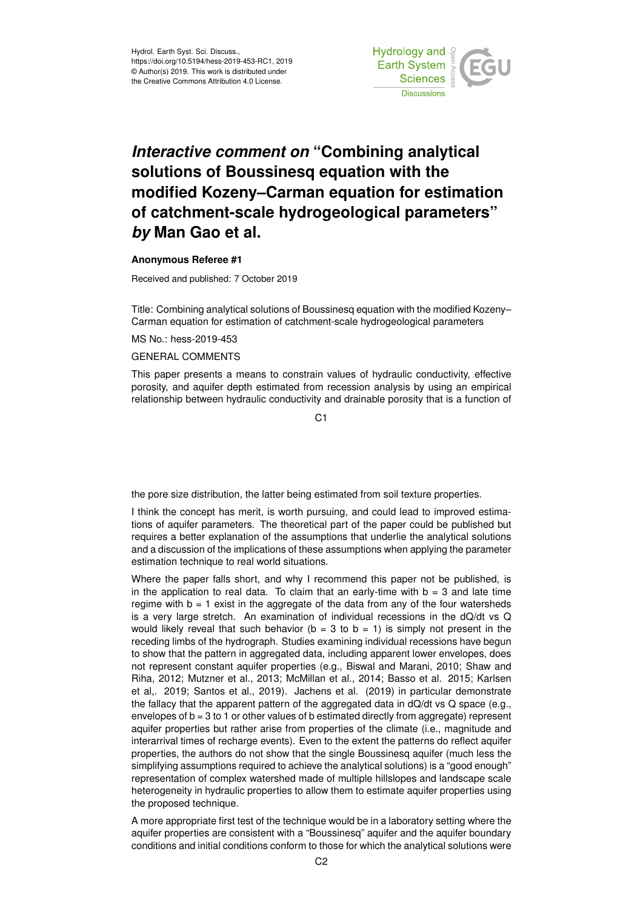# *Interactive comment on* "Combining analytical solutions of Boussinesq equation with the modified Kozeny–Carman equation for estimation of catchment-scale hydrogeological parameters" *by* Man Gao et al.

**Anonymous Referee #1**

Received and published: 7 October 2019

Title: Combining analytical solutions of Boussinesq equation with the modified Kozeny–Carman equation for estimation of catchment-scale hydrogeological parameters

MS No.: hess-2019-453

GENERAL COMMENTS

This paper presents a means to constrain values of hydraulic conductivity, effective porosity, and aquifer depth estimated from recession analysis by using an empirical relationship between hydraulic conductivity and drainable porosity that is a function of the pore size distribution, the latter being estimated from soil texture properties.

I think the concept has merit, is worth pursuing, and could lead to improved estimations of aquifer parameters. The theoretical part of the paper could be published but requires a better explanation of the assumptions that underlie the analytical solutions and a discussion of the implications of these assumptions when applying the parameter estimation technique to real world situations.

Where the paper falls short, and why I recommend this paper not be published, is in the application to real data. To claim that an early-time with $b = 3$ and late time regime with $b = 1$ exist in the aggregate of the data from any of the four watersheds is a very large stretch. An examination of individual recessions in the dQ/dt vs Q would likely reveal that such behavior ($b = 3$ to $b = 1$) is simply not present in the receding limbs of the hydrograph. Studies examining individual recessions have begun to show that the pattern in aggregated data, including apparent lower envelopes, does not represent constant aquifer properties (e.g., Biswal and Marani, 2010; Shaw and Riha, 2012; Mutzner et al., 2013; McMillan et al., 2014; Basso et al. 2015; Karlsen et al,. 2019; Santos et al., 2019). Jachens et al. (2019) in particular demonstrate the fallacy that the apparent pattern of the aggregated data in dQ/dt vs Q space (e.g., envelopes of $b = 3$ to 1 or other values of b estimated directly from aggregate) represent aquifer properties but rather arise from properties of the climate (i.e., magnitude and interarrival times of recharge events). Even to the extent the patterns do reflect aquifer properties, the authors do not show that the single Boussinesq aquifer (much less the simplifying assumptions required to achieve the analytical solutions) is a "good enough" representation of complex watershed made of multiple hillslopes and landscape scale heterogeneity in hydraulic properties to allow them to estimate aquifer properties using the proposed technique.

A more appropriate first test of the technique would be in a laboratory setting where the aquifer properties are consistent with a "Boussinesq" aquifer and the aquifer boundary conditions and initial conditions conform to those for which the analytical solutions were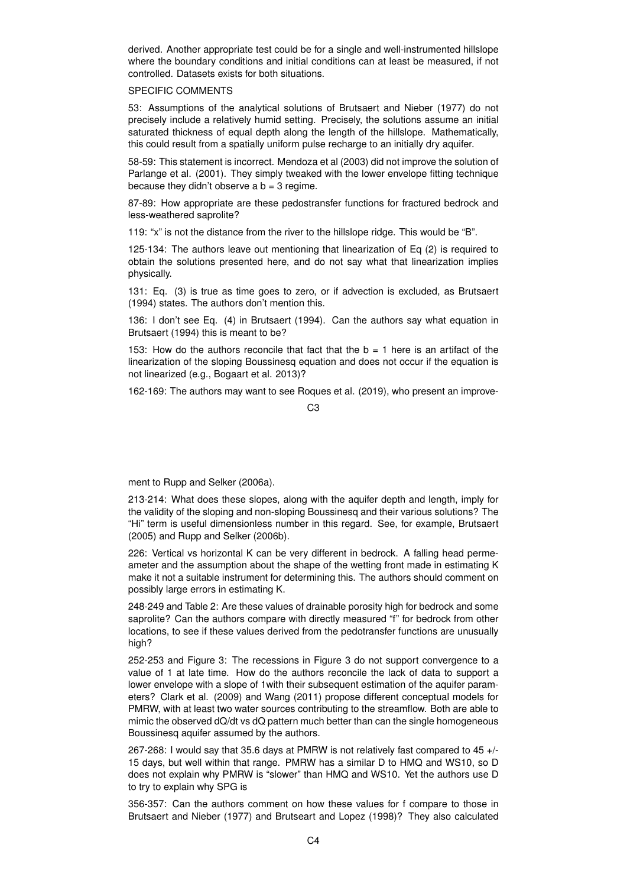derived. Another appropriate test could be for a single and well-instrumented hillslope where the boundary conditions and initial conditions can at least be measured, if not controlled. Datasets exists for both situations.

SPECIFIC COMMENTS

53: Assumptions of the analytical solutions of Brutsaert and Nieber (1977) do not precisely include a relatively humid setting. Precisely, the solutions assume an initial saturated thickness of equal depth along the length of the hillslope. Mathematically, this could result from a spatially uniform pulse recharge to an initially dry aquifer.

58-59: This statement is incorrect. Mendoza et al (2003) did not improve the solution of Parlange et al. (2001). They simply tweaked with the lower envelope fitting technique because they didn't observe a $b = 3$ regime.

87-89: How appropriate are these pedostransfer functions for fractured bedrock and less-weathered saprolite?

119: "x" is not the distance from the river to the hillslope ridge. This would be "B".

125-134: The authors leave out mentioning that linearization of Eq (2) is required to obtain the solutions presented here, and do not say what that linearization implies physically.

131: Eq. (3) is true as time goes to zero, or if advection is excluded, as Brutsaert (1994) states. The authors don't mention this.

136: I don't see Eq. (4) in Brutsaert (1994). Can the authors say what equation in Brutsaert (1994) this is meant to be?

153: How do the authors reconcile that fact that the $b = 1$ here is an artifact of the linearization of the sloping Boussinesq equation and does not occur if the equation is not linearized (e.g., Bogaart et al. 2013)?

162-169: The authors may want to see Roques et al. (2019), who present an improvement to Rupp and Selker (2006a).

213-214: What does these slopes, along with the aquifer depth and length, imply for the validity of the sloping and non-sloping Boussinesq and their various solutions? The "Hi" term is useful dimensionless number in this regard. See, for example, Brutsaert (2005) and Rupp and Selker (2006b).

226: Vertical vs horizontal K can be very different in bedrock. A falling head permeameter and the assumption about the shape of the wetting front made in estimating K make it not a suitable instrument for determining this. The authors should comment on possibly large errors in estimating K.

248-249 and Table 2: Are these values of drainable porosity high for bedrock and some saprolite? Can the authors compare with directly measured "f" for bedrock from other locations, to see if these values derived from the pedotransfer functions are unusually high?

252-253 and Figure 3: The recessions in Figure 3 do not support convergence to a value of 1 at late time. How do the authors reconcile the lack of data to support a lower envelope with a slope of 1with their subsequent estimation of the aquifer parameters? Clark et al. (2009) and Wang (2011) propose different conceptual models for PMRW, with at least two water sources contributing to the streamflow. Both are able to mimic the observed dQ/dt vs dQ pattern much better than can the single homogeneous Boussinesq aquifer assumed by the authors.

267-268: I would say that 35.6 days at PMRW is not relatively fast compared to 45 +/- 15 days, but well within that range. PMRW has a similar D to HMQ and WS10, so D does not explain why PMRW is "slower" than HMQ and WS10. Yet the authors use D to try to explain why SPG is

356-357: Can the authors comment on how these values for f compare to those in Brutsaert and Nieber (1977) and Brutseart and Lopez (1998)? They also calculated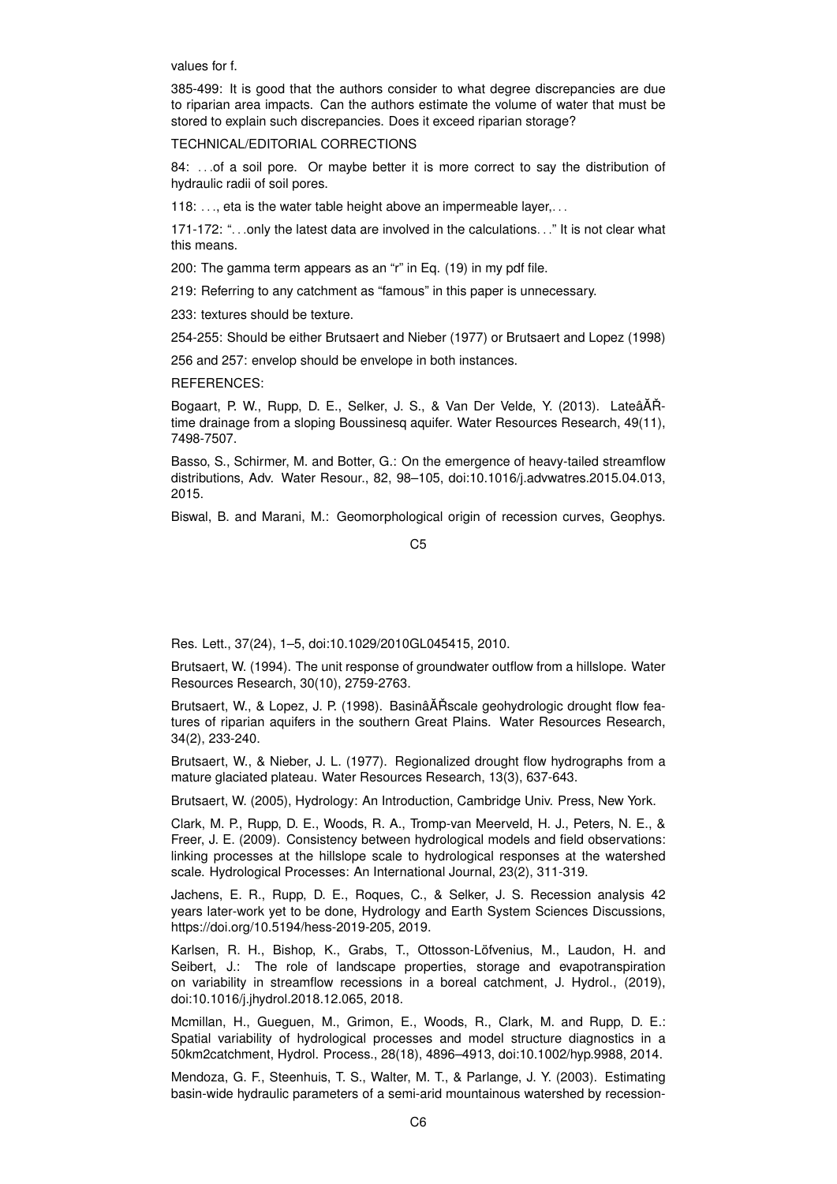values for f.

385-499: It is good that the authors consider to what degree discrepancies are due to riparian area impacts. Can the authors estimate the volume of water that must be stored to explain such discrepancies. Does it exceed riparian storage?

TECHNICAL/EDITORIAL CORRECTIONS

84: . . .of a soil pore. Or maybe better it is more correct to say the distribution of hydraulic radii of soil pores.

118: . . ., eta is the water table height above an impermeable layer,. . .

171-172: ". . .only the latest data are involved in the calculations. . ." It is not clear what this means.

200: The gamma term appears as an "r" in Eq. (19) in my pdf file.

219: Referring to any catchment as "famous" in this paper is unnecessary.

233: textures should be texture.

254-255: Should be either Brutsaert and Nieber (1977) or Brutsaert and Lopez (1998)

256 and 257: envelop should be envelope in both instances.

REFERENCES:

Bogaart, P. W., Rupp, D. E., Selker, J. S., & Van Der Velde, Y. (2013). LateâĂŘtime drainage from a sloping Boussinesq aquifer. Water Resources Research, 49(11), 7498-7507.

Basso, S., Schirmer, M. and Botter, G.: On the emergence of heavy-tailed streamflow distributions, Adv. Water Resour., 82, 98–105, doi:10.1016/j.advwatres.2015.04.013, 2015.

Biswal, B. and Marani, M.: Geomorphological origin of recession curves, Geophys. Res. Lett., 37(24), 1–5, doi:10.1029/2010GL045415, 2010.

Brutsaert, W. (1994). The unit response of groundwater outflow from a hillslope. Water Resources Research, 30(10), 2759-2763.

Brutsaert, W., & Lopez, J. P. (1998). BasinâĂŘscale geohydrologic drought flow features of riparian aquifers in the southern Great Plains. Water Resources Research, 34(2), 233-240.

Brutsaert, W., & Nieber, J. L. (1977). Regionalized drought flow hydrographs from a mature glaciated plateau. Water Resources Research, 13(3), 637-643.

Brutsaert, W. (2005), Hydrology: An Introduction, Cambridge Univ. Press, New York.

Clark, M. P., Rupp, D. E., Woods, R. A., Tromp-van Meerveld, H. J., Peters, N. E., & Freer, J. E. (2009). Consistency between hydrological models and field observations: linking processes at the hillslope scale to hydrological responses at the watershed scale. Hydrological Processes: An International Journal, 23(2), 311-319.

Jachens, E. R., Rupp, D. E., Roques, C., & Selker, J. S. Recession analysis 42 years later-work yet to be done, Hydrology and Earth System Sciences Discussions, https://doi.org/10.5194/hess-2019-205, 2019.

Karlsen, R. H., Bishop, K., Grabs, T., Ottosson-Löfvenius, M., Laudon, H. and Seibert, J.: The role of landscape properties, storage and evapotranspiration on variability in streamflow recessions in a boreal catchment, J. Hydrol., (2019), doi:10.1016/j.jhydrol.2018.12.065, 2018.

Mcmillan, H., Gueguen, M., Grimon, E., Woods, R., Clark, M. and Rupp, D. E.: Spatial variability of hydrological processes and model structure diagnostics in a 50km2catchment, Hydrol. Process., 28(18), 4896–4913, doi:10.1002/hyp.9988, 2014.

Mendoza, G. F., Steenhuis, T. S., Walter, M. T., & Parlange, J. Y. (2003). Estimating basin-wide hydraulic parameters of a semi-arid mountainous watershed by recession-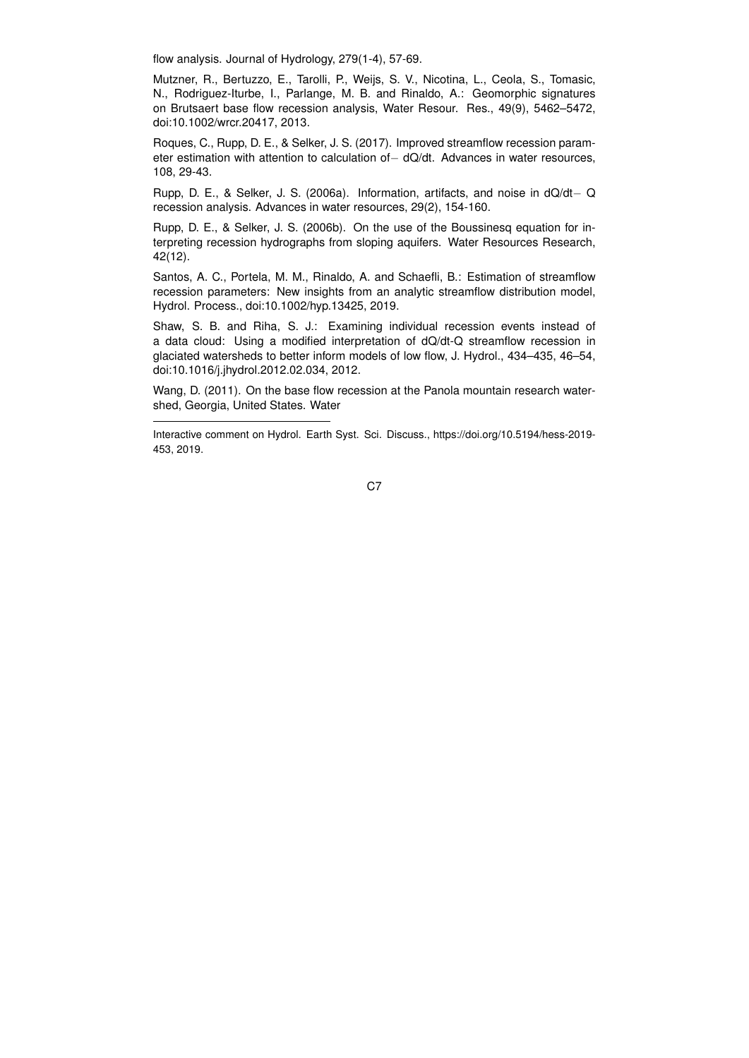flow analysis. Journal of Hydrology, 279(1-4), 57-69.

Mutzner, R., Bertuzzo, E., Tarolli, P., Weijs, S. V., Nicotina, L., Ceola, S., Tomasic, N., Rodriguez-Iturbe, I., Parlange, M. B. and Rinaldo, A.: Geomorphic signatures on Brutsaert base flow recession analysis, Water Resour. Res., 49(9), 5462–5472, doi:10.1002/wrcr.20417, 2013.

Roques, C., Rupp, D. E., & Selker, J. S. (2017). Improved streamflow recession parameter estimation with attention to calculation of− dQ/dt. Advances in water resources, 108, 29-43.

Rupp, D. E., & Selker, J. S. (2006a). Information, artifacts, and noise in dQ/dt− Q recession analysis. Advances in water resources, 29(2), 154-160.

Rupp, D. E., & Selker, J. S. (2006b). On the use of the Boussinesq equation for interpreting recession hydrographs from sloping aquifers. Water Resources Research, 42(12).

Santos, A. C., Portela, M. M., Rinaldo, A. and Schaefli, B.: Estimation of streamflow recession parameters: New insights from an analytic streamflow distribution model, Hydrol. Process., doi:10.1002/hyp.13425, 2019.

Shaw, S. B. and Riha, S. J.: Examining individual recession events instead of a data cloud: Using a modified interpretation of dQ/dt-Q streamflow recession in glaciated watersheds to better inform models of low flow, J. Hydrol., 434–435, 46–54, doi:10.1016/j.jhydrol.2012.02.034, 2012.

Wang, D. (2011). On the base flow recession at the Panola mountain research watershed, Georgia, United States. Water

---

Interactive comment on Hydrol. Earth Syst. Sci. Discuss., https://doi.org/10.5194/hess-2019-453, 2019.